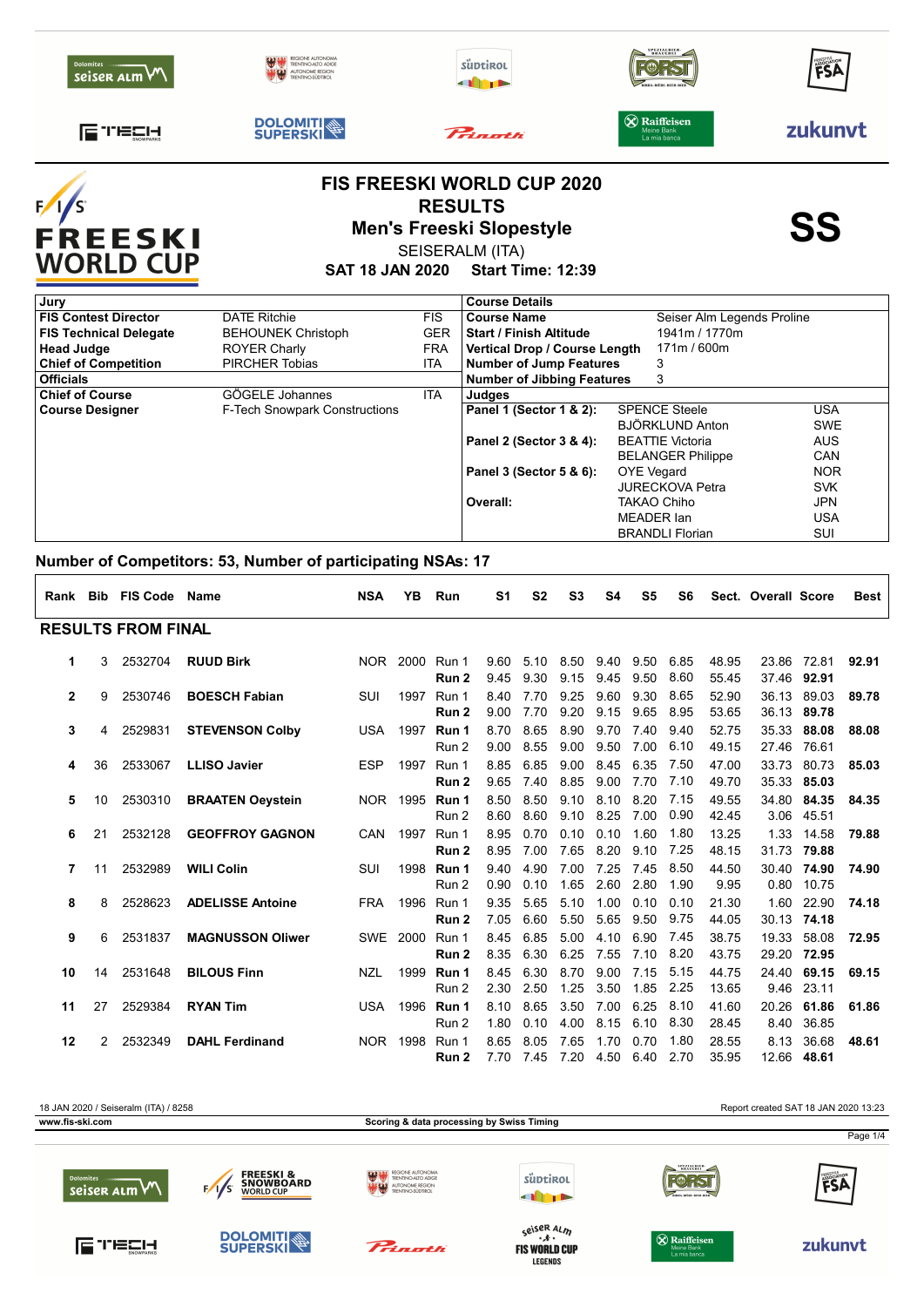# FIS FREESKI WORLD CUP 2020

## RESULTS

## Men's Freeski Slopestyle

SEISERALM (ITA)

**SAT 18 JAN 2020 Start Time: 12:39**

**SS**

| Jury | | |
|---|---|---|
| **FIS Contest Director** | DATE Ritchie | FIS |
| **FIS Technical Delegate** | BEHOUNEK Christoph | GER |
| **Head Judge** | ROYER Charly | FRA |
| **Chief of Competition** | PIRCHER Tobias | ITA |
| **Officials** | | |
| **Chief of Course** | GÖGELE Johannes | ITA |
| **Course Designer** | F-Tech Snowpark Constructions | |

| Course Details | |
|---|---|
| **Course Name** | Seiser Alm Legends Proline |
| **Start / Finish Altitude** | 1941m / 1770m |
| **Vertical Drop / Course Length** | 171m / 600m |
| **Number of Jump Features** | 3 |
| **Number of Jibbing Features** | 3 |

| Judges | | |
|---|---|---|
| **Panel 1 (Sector 1 & 2):** | SPENCE Steele | USA |
| | BJÖRKLUND Anton | SWE |
| **Panel 2 (Sector 3 & 4):** | BEATTIE Victoria | AUS |
| | BELANGER Philippe | CAN |
| **Panel 3 (Sector 5 & 6):** | OYE Vegard | NOR |
| | JURECKOVA Petra | SVK |
| **Overall:** | TAKAO Chiho | JPN |
| | MEADER Ian | USA |
| | BRANDLI Florian | SUI |

**Number of Competitors: 53, Number of participating NSAs: 17**

| Rank | Bib | FIS Code | Name | NSA | YB | Run | S1 | S2 | S3 | S4 | S5 | S6 | Sect. | Overall | Score | Best |
|---|---|---|---|---|---|---|---|---|---|---|---|---|---|---|---|---|
| **RESULTS FROM FINAL** | | | | | | | | | | | | | | | | |
| 1 | 3 | 2532704 | **RUUD Birk** | NOR | 2000 | Run 1 | 9.60 | 5.10 | 8.50 | 9.40 | 9.50 | 6.85 | 48.95 | 23.86 | 72.81 | **92.91** |
| | | | | | | **Run 2** | 9.45 | 9.30 | 9.15 | 9.45 | 9.50 | 8.60 | 55.45 | 37.46 | **92.91** | |
| 2 | 9 | 2530746 | **BOESCH Fabian** | SUI | 1997 | Run 1 | 8.40 | 7.70 | 9.25 | 9.60 | 9.30 | 8.65 | 52.90 | 36.13 | 89.03 | **89.78** |
| | | | | | | **Run 2** | 9.00 | 7.70 | 9.20 | 9.15 | 9.65 | 8.95 | 53.65 | 36.13 | **89.78** | |
| 3 | 4 | 2529831 | **STEVENSON Colby** | USA | 1997 | **Run 1** | 8.70 | 8.65 | 8.90 | 9.70 | 7.40 | 9.40 | 52.75 | 35.33 | **88.08** | **88.08** |
| | | | | | | Run 2 | 9.00 | 8.55 | 9.00 | 9.50 | 7.00 | 6.10 | 49.15 | 27.46 | 76.61 | |
| 4 | 36 | 2533067 | **LLISO Javier** | ESP | 1997 | Run 1 | 8.85 | 6.85 | 9.00 | 8.45 | 6.35 | 7.50 | 47.00 | 33.73 | 80.73 | **85.03** |
| | | | | | | **Run 2** | 9.65 | 7.40 | 8.85 | 9.00 | 7.70 | 7.10 | 49.70 | 35.33 | **85.03** | |
| 5 | 10 | 2530310 | **BRAATEN Oeystein** | NOR | 1995 | **Run 1** | 8.50 | 8.50 | 9.10 | 8.10 | 8.20 | 7.15 | 49.55 | 34.80 | **84.35** | **84.35** |
| | | | | | | Run 2 | 8.60 | 8.60 | 9.10 | 8.25 | 7.00 | 0.90 | 42.45 | 3.06 | 45.51 | |
| 6 | 21 | 2532128 | **GEOFFROY GAGNON** | CAN | 1997 | Run 1 | 8.95 | 0.70 | 0.10 | 0.10 | 1.60 | 1.80 | 13.25 | 1.33 | 14.58 | **79.88** |
| | | | | | | **Run 2** | 8.95 | 7.00 | 7.65 | 8.20 | 9.10 | 7.25 | 48.15 | 31.73 | **79.88** | |
| 7 | 11 | 2532989 | **WILI Colin** | SUI | 1998 | **Run 1** | 9.40 | 4.90 | 7.00 | 7.25 | 7.45 | 8.50 | 44.50 | 30.40 | **74.90** | **74.90** |
| | | | | | | Run 2 | 0.90 | 0.10 | 1.65 | 2.60 | 2.80 | 1.90 | 9.95 | 0.80 | 10.75 | |
| 8 | 8 | 2528623 | **ADELISSE Antoine** | FRA | 1996 | Run 1 | 9.35 | 5.65 | 5.10 | 1.00 | 0.10 | 0.10 | 21.30 | 1.60 | 22.90 | **74.18** |
| | | | | | | **Run 2** | 7.05 | 6.60 | 5.50 | 5.65 | 9.50 | 9.75 | 44.05 | 30.13 | **74.18** | |
| 9 | 6 | 2531837 | **MAGNUSSON Oliwer** | SWE | 2000 | Run 1 | 8.45 | 6.85 | 5.00 | 4.10 | 6.90 | 7.45 | 38.75 | 19.33 | 58.08 | **72.95** |
| | | | | | | **Run 2** | 8.35 | 6.30 | 6.25 | 7.55 | 7.10 | 8.20 | 43.75 | 29.20 | **72.95** | |
| 10 | 14 | 2531648 | **BILOUS Finn** | NZL | 1999 | **Run 1** | 8.45 | 6.30 | 8.70 | 9.00 | 7.15 | 5.15 | 44.75 | 24.40 | **69.15** | **69.15** |
| | | | | | | Run 2 | 2.30 | 2.50 | 1.25 | 3.50 | 1.85 | 2.25 | 13.65 | 9.46 | 23.11 | |
| 11 | 27 | 2529384 | **RYAN Tim** | USA | 1996 | **Run 1** | 8.10 | 8.65 | 3.50 | 7.00 | 6.25 | 8.10 | 41.60 | 20.26 | **61.86** | **61.86** |
| | | | | | | Run 2 | 1.80 | 0.10 | 4.00 | 8.15 | 6.10 | 8.30 | 28.45 | 8.40 | 36.85 | |
| 12 | 2 | 2532349 | **DAHL Ferdinand** | NOR | 1998 | Run 1 | 8.65 | 8.05 | 7.65 | 1.70 | 0.70 | 1.80 | 28.55 | 8.13 | 36.68 | **48.61** |
| | | | | | | **Run 2** | 7.70 | 7.45 | 7.20 | 4.50 | 6.40 | 2.70 | 35.95 | 12.66 | **48.61** | |

18 JAN 2020 / Seiseralm (ITA) / 8258 — Report created SAT 18 JAN 2020 13:23

www.fis-ski.com — Scoring & data processing by Swiss Timing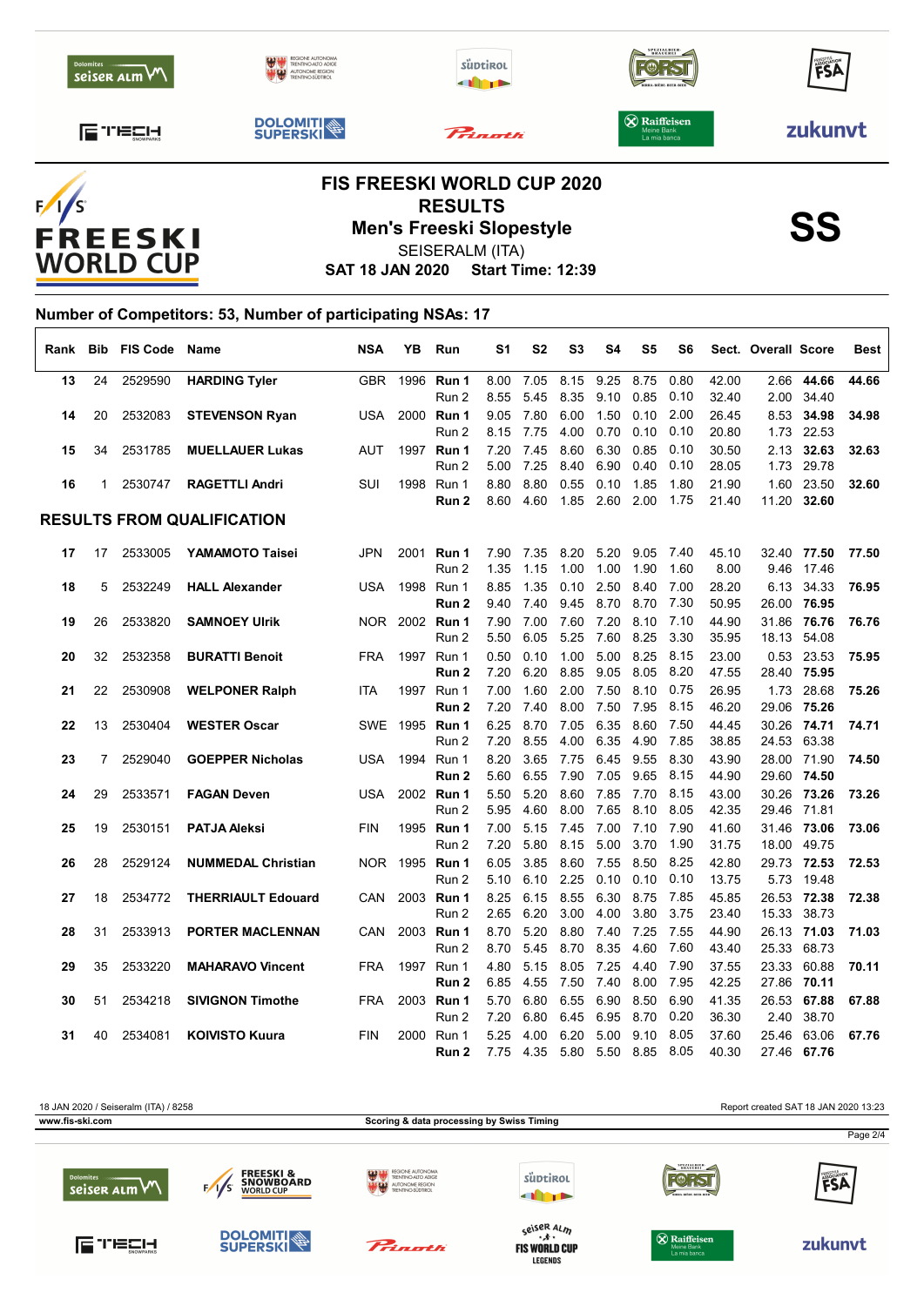# FIS FREESKI WORLD CUP 2020

## RESULTS

## Men's Freeski Slopestyle

SEISERALM (ITA)

**SAT 18 JAN 2020 Start Time: 12:39**

**SS**

**Number of Competitors: 53, Number of participating NSAs: 17**

| Rank | Bib | FIS Code | Name | NSA | YB | Run | S1 | S2 | S3 | S4 | S5 | S6 | Sect. | Overall | Score | Best |
|---|---|---|---|---|---|---|---|---|---|---|---|---|---|---|---|---|
| 13 | 24 | 2529590 | **HARDING Tyler** | GBR | 1996 | **Run 1** | 8.00 | 7.05 | 8.15 | 9.25 | 8.75 | 0.80 | 42.00 | 2.66 | **44.66** | **44.66** |
| | | | | | | Run 2 | 8.55 | 5.45 | 8.35 | 9.10 | 0.85 | 0.10 | 32.40 | 2.00 | 34.40 | |
| 14 | 20 | 2532083 | **STEVENSON Ryan** | USA | 2000 | **Run 1** | 9.05 | 7.80 | 6.00 | 1.50 | 0.10 | 2.00 | 26.45 | 8.53 | **34.98** | **34.98** |
| | | | | | | Run 2 | 8.15 | 7.75 | 4.00 | 0.70 | 0.10 | 0.10 | 20.80 | 1.73 | 22.53 | |
| 15 | 34 | 2531785 | **MUELLAUER Lukas** | AUT | 1997 | **Run 1** | 7.20 | 7.45 | 8.60 | 6.30 | 0.85 | 0.10 | 30.50 | 2.13 | **32.63** | **32.63** |
| | | | | | | Run 2 | 5.00 | 7.25 | 8.40 | 6.90 | 0.40 | 0.10 | 28.05 | 1.73 | 29.78 | |
| 16 | 1 | 2530747 | **RAGETTLI Andri** | SUI | 1998 | Run 1 | 8.80 | 8.80 | 0.55 | 0.10 | 1.85 | 1.80 | 21.90 | 1.60 | 23.50 | **32.60** |
| | | | | | | **Run 2** | 8.60 | 4.60 | 1.85 | 2.60 | 2.00 | 1.75 | 21.40 | 11.20 | **32.60** | |
| **RESULTS FROM QUALIFICATION** | | | | | | | | | | | | | | | | |
| 17 | 17 | 2533005 | **YAMAMOTO Taisei** | JPN | 2001 | **Run 1** | 7.90 | 7.35 | 8.20 | 5.20 | 9.05 | 7.40 | 45.10 | 32.40 | **77.50** | **77.50** |
| | | | | | | Run 2 | 1.35 | 1.15 | 1.00 | 1.00 | 1.90 | 1.60 | 8.00 | 9.46 | 17.46 | |
| 18 | 5 | 2532249 | **HALL Alexander** | USA | 1998 | Run 1 | 8.85 | 1.35 | 0.10 | 2.50 | 8.40 | 7.00 | 28.20 | 6.13 | 34.33 | **76.95** |
| | | | | | | **Run 2** | 9.40 | 7.40 | 9.45 | 8.70 | 8.70 | 7.30 | 50.95 | 26.00 | **76.95** | |
| 19 | 26 | 2533820 | **SAMNOEY Ulrik** | NOR | 2002 | **Run 1** | 7.90 | 7.00 | 7.60 | 7.20 | 8.10 | 7.10 | 44.90 | 31.86 | **76.76** | **76.76** |
| | | | | | | Run 2 | 5.50 | 6.05 | 5.25 | 7.60 | 8.25 | 3.30 | 35.95 | 18.13 | 54.08 | |
| 20 | 32 | 2532358 | **BURATTI Benoit** | FRA | 1997 | Run 1 | 0.50 | 0.10 | 1.00 | 5.00 | 8.25 | 8.15 | 23.00 | 0.53 | 23.53 | **75.95** |
| | | | | | | **Run 2** | 7.20 | 6.20 | 8.85 | 9.05 | 8.05 | 8.20 | 47.55 | 28.40 | **75.95** | |
| 21 | 22 | 2530908 | **WELPONER Ralph** | ITA | 1997 | Run 1 | 7.00 | 1.60 | 2.00 | 7.50 | 8.10 | 0.75 | 26.95 | 1.73 | 28.68 | **75.26** |
| | | | | | | **Run 2** | 7.20 | 7.40 | 8.00 | 7.50 | 7.95 | 8.15 | 46.20 | 29.06 | **75.26** | |
| 22 | 13 | 2530404 | **WESTER Oscar** | SWE | 1995 | **Run 1** | 6.25 | 8.70 | 7.05 | 6.35 | 8.60 | 7.50 | 44.45 | 30.26 | **74.71** | **74.71** |
| | | | | | | Run 2 | 7.20 | 8.55 | 4.00 | 6.35 | 4.90 | 7.85 | 38.85 | 24.53 | 63.38 | |
| 23 | 7 | 2529040 | **GOEPPER Nicholas** | USA | 1994 | Run 1 | 8.20 | 3.65 | 7.75 | 6.45 | 9.55 | 8.30 | 43.90 | 28.00 | 71.90 | **74.50** |
| | | | | | | **Run 2** | 5.60 | 6.55 | 7.90 | 7.05 | 9.65 | 8.15 | 44.90 | 29.60 | **74.50** | |
| 24 | 29 | 2533571 | **FAGAN Deven** | USA | 2002 | **Run 1** | 5.50 | 5.20 | 8.60 | 7.85 | 7.70 | 8.15 | 43.00 | 30.26 | **73.26** | **73.26** |
| | | | | | | Run 2 | 5.95 | 4.60 | 8.00 | 7.65 | 8.10 | 8.05 | 42.35 | 29.46 | 71.81 | |
| 25 | 19 | 2530151 | **PATJA Aleksi** | FIN | 1995 | **Run 1** | 7.00 | 5.15 | 7.45 | 7.00 | 7.10 | 7.90 | 41.60 | 31.46 | **73.06** | **73.06** |
| | | | | | | Run 2 | 7.20 | 5.80 | 8.15 | 5.00 | 3.70 | 1.90 | 31.75 | 18.00 | 49.75 | |
| 26 | 28 | 2529124 | **NUMMEDAL Christian** | NOR | 1995 | **Run 1** | 6.05 | 3.85 | 8.60 | 7.55 | 8.50 | 8.25 | 42.80 | 29.73 | **72.53** | **72.53** |
| | | | | | | Run 2 | 5.10 | 6.10 | 2.25 | 0.10 | 0.10 | 0.10 | 13.75 | 5.73 | 19.48 | |
| 27 | 18 | 2534772 | **THERRIAULT Edouard** | CAN | 2003 | **Run 1** | 8.25 | 6.15 | 8.55 | 6.30 | 8.75 | 7.85 | 45.85 | 26.53 | **72.38** | **72.38** |
| | | | | | | Run 2 | 2.65 | 6.20 | 3.00 | 4.00 | 3.80 | 3.75 | 23.40 | 15.33 | 38.73 | |
| 28 | 31 | 2533913 | **PORTER MACLENNAN** | CAN | 2003 | **Run 1** | 8.70 | 5.20 | 8.80 | 7.40 | 7.25 | 7.55 | 44.90 | 26.13 | **71.03** | **71.03** |
| | | | | | | Run 2 | 8.70 | 5.45 | 8.70 | 8.35 | 4.60 | 7.60 | 43.40 | 25.33 | 68.73 | |
| 29 | 35 | 2533220 | **MAHARAVO Vincent** | FRA | 1997 | Run 1 | 4.80 | 5.15 | 8.05 | 7.25 | 4.40 | 7.90 | 37.55 | 23.33 | 60.88 | **70.11** |
| | | | | | | **Run 2** | 6.85 | 4.55 | 7.50 | 7.40 | 8.00 | 7.95 | 42.25 | 27.86 | **70.11** | |
| 30 | 51 | 2534218 | **SIVIGNON Timothe** | FRA | 2003 | **Run 1** | 5.70 | 6.80 | 6.55 | 6.90 | 8.50 | 6.90 | 41.35 | 26.53 | **67.88** | **67.88** |
| | | | | | | Run 2 | 7.20 | 6.80 | 6.45 | 6.95 | 8.70 | 0.20 | 36.30 | 2.40 | 38.70 | |
| 31 | 40 | 2534081 | **KOIVISTO Kuura** | FIN | 2000 | Run 1 | 5.25 | 4.00 | 6.20 | 5.00 | 9.10 | 8.05 | 37.60 | 25.46 | 63.06 | **67.76** |
| | | | | | | **Run 2** | 7.75 | 4.35 | 5.80 | 5.50 | 8.85 | 8.05 | 40.30 | 27.46 | **67.76** | |

18 JAN 2020 / Seiseralm (ITA) / 8258 — Report created SAT 18 JAN 2020 13:23

www.fis-ski.com — Scoring & data processing by Swiss Timing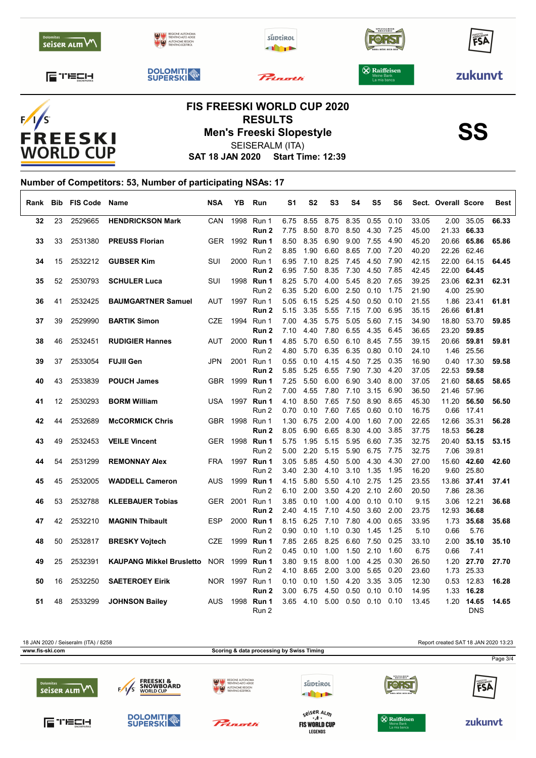# FIS FREESKI WORLD CUP 2020

## RESULTS

## Men's Freeski Slopestyle

SEISERALM (ITA)

**SAT 18 JAN 2020 Start Time: 12:39**

**SS**

### Number of Competitors: 53, Number of participating NSAs: 17

| Rank | Bib | FIS Code | Name | NSA | YB | Run | S1 | S2 | S3 | S4 | S5 | S6 | Sect. | Overall | Score | Best |
|---|---|---|---|---|---|---|---|---|---|---|---|---|---|---|---|---|
| 32 | 23 | 2529665 | **HENDRICKSON Mark** | CAN | 1998 | Run 1 | 6.75 | 8.55 | 8.75 | 8.35 | 0.55 | 0.10 | 33.05 | 2.00 | 35.05 | **66.33** |
| | | | | | | **Run 2** | 7.75 | 8.50 | 8.70 | 8.50 | 4.30 | 7.25 | 45.00 | 21.33 | **66.33** | |
| 33 | 33 | 2531380 | **PREUSS Florian** | GER | 1992 | **Run 1** | 8.50 | 8.35 | 6.90 | 9.00 | 7.55 | 4.90 | 45.20 | 20.66 | **65.86** | **65.86** |
| | | | | | | Run 2 | 8.85 | 1.90 | 6.60 | 8.65 | 7.00 | 7.20 | 40.20 | 22.26 | 62.46 | |
| 34 | 15 | 2532212 | **GUBSER Kim** | SUI | 2000 | Run 1 | 6.95 | 7.10 | 8.25 | 7.45 | 4.50 | 7.90 | 42.15 | 22.00 | 64.15 | **64.45** |
| | | | | | | **Run 2** | 6.95 | 7.50 | 8.35 | 7.30 | 4.50 | 7.85 | 42.45 | 22.00 | **64.45** | |
| 35 | 52 | 2530793 | **SCHULER Luca** | SUI | 1998 | **Run 1** | 8.25 | 5.70 | 4.00 | 5.45 | 8.20 | 7.65 | 39.25 | 23.06 | **62.31** | **62.31** |
| | | | | | | Run 2 | 6.35 | 5.20 | 6.00 | 2.50 | 0.10 | 1.75 | 21.90 | 4.00 | 25.90 | |
| 36 | 41 | 2532425 | **BAUMGARTNER Samuel** | AUT | 1997 | Run 1 | 5.05 | 6.15 | 5.25 | 4.50 | 0.50 | 0.10 | 21.55 | 1.86 | 23.41 | **61.81** |
| | | | | | | **Run 2** | 5.15 | 3.35 | 5.55 | 7.15 | 7.00 | 6.95 | 35.15 | 26.66 | **61.81** | |
| 37 | 39 | 2529990 | **BARTIK Simon** | CZE | 1994 | Run 1 | 7.00 | 4.35 | 5.75 | 5.05 | 5.60 | 7.15 | 34.90 | 18.80 | 53.70 | **59.85** |
| | | | | | | **Run 2** | 7.10 | 4.40 | 7.80 | 6.55 | 4.35 | 6.45 | 36.65 | 23.20 | **59.85** | |
| 38 | 46 | 2532451 | **RUDIGIER Hannes** | AUT | 2000 | **Run 1** | 4.85 | 5.70 | 6.50 | 6.10 | 8.45 | 7.55 | 39.15 | 20.66 | **59.81** | **59.81** |
| | | | | | | Run 2 | 4.80 | 5.70 | 6.35 | 6.35 | 0.80 | 0.10 | 24.10 | 1.46 | 25.56 | |
| 39 | 37 | 2533054 | **FUJII Gen** | JPN | 2001 | Run 1 | 0.55 | 0.10 | 4.15 | 4.50 | 7.25 | 0.35 | 16.90 | 0.40 | 17.30 | **59.58** |
| | | | | | | **Run 2** | 5.85 | 5.25 | 6.55 | 7.90 | 7.30 | 4.20 | 37.05 | 22.53 | **59.58** | |
| 40 | 43 | 2533839 | **POUCH James** | GBR | 1999 | **Run 1** | 7.25 | 5.50 | 6.00 | 6.90 | 3.40 | 8.00 | 37.05 | 21.60 | **58.65** | **58.65** |
| | | | | | | Run 2 | 7.00 | 4.55 | 7.80 | 7.10 | 3.15 | 6.90 | 36.50 | 21.46 | 57.96 | |
| 41 | 12 | 2530293 | **BORM William** | USA | 1997 | **Run 1** | 4.10 | 8.50 | 7.65 | 7.50 | 8.90 | 8.65 | 45.30 | 11.20 | **56.50** | **56.50** |
| | | | | | | Run 2 | 0.70 | 0.10 | 7.60 | 7.65 | 0.60 | 0.10 | 16.75 | 0.66 | 17.41 | |
| 42 | 44 | 2532689 | **McCORMICK Chris** | GBR | 1998 | Run 1 | 1.30 | 6.75 | 2.00 | 4.00 | 1.60 | 7.00 | 22.65 | 12.66 | 35.31 | **56.28** |
| | | | | | | **Run 2** | 8.05 | 6.90 | 6.65 | 8.30 | 4.00 | 3.85 | 37.75 | 18.53 | **56.28** | |
| 43 | 49 | 2532453 | **VEILE Vincent** | GER | 1998 | **Run 1** | 5.75 | 1.95 | 5.15 | 5.95 | 6.60 | 7.35 | 32.75 | 20.40 | **53.15** | **53.15** |
| | | | | | | Run 2 | 5.00 | 2.20 | 5.15 | 5.90 | 6.75 | 7.75 | 32.75 | 7.06 | 39.81 | |
| 44 | 54 | 2531299 | **REMONNAY Alex** | FRA | 1997 | **Run 1** | 3.05 | 5.85 | 4.50 | 5.00 | 4.30 | 4.30 | 27.00 | 15.60 | **42.60** | **42.60** |
| | | | | | | Run 2 | 3.40 | 2.30 | 4.10 | 3.10 | 1.35 | 1.95 | 16.20 | 9.60 | 25.80 | |
| 45 | 45 | 2532005 | **WADDELL Cameron** | AUS | 1999 | **Run 1** | 4.15 | 5.80 | 5.50 | 4.10 | 2.75 | 1.25 | 23.55 | 13.86 | **37.41** | **37.41** |
| | | | | | | Run 2 | 6.10 | 2.00 | 3.50 | 4.20 | 2.10 | 2.60 | 20.50 | 7.86 | 28.36 | |
| 46 | 53 | 2532788 | **KLEEBAUER Tobias** | GER | 2001 | Run 1 | 3.85 | 0.10 | 1.00 | 4.00 | 0.10 | 0.10 | 9.15 | 3.06 | 12.21 | **36.68** |
| | | | | | | **Run 2** | 2.40 | 4.15 | 7.10 | 4.50 | 3.60 | 2.00 | 23.75 | 12.93 | **36.68** | |
| 47 | 42 | 2532210 | **MAGNIN Thibault** | ESP | 2000 | **Run 1** | 8.15 | 6.25 | 7.10 | 7.80 | 4.00 | 0.65 | 33.95 | 1.73 | **35.68** | **35.68** |
| | | | | | | Run 2 | 0.90 | 0.10 | 1.10 | 0.30 | 1.45 | 1.25 | 5.10 | 0.66 | 5.76 | |
| 48 | 50 | 2532817 | **BRESKY Vojtech** | CZE | 1999 | **Run 1** | 7.85 | 2.65 | 8.25 | 6.60 | 7.50 | 0.25 | 33.10 | 2.00 | **35.10** | **35.10** |
| | | | | | | Run 2 | 0.45 | 0.10 | 1.00 | 1.50 | 2.10 | 1.60 | 6.75 | 0.66 | 7.41 | |
| 49 | 25 | 2532391 | **KAUPANG Mikkel Brusletto** | NOR | 1999 | **Run 1** | 3.80 | 9.15 | 8.00 | 1.00 | 4.25 | 0.30 | 26.50 | 1.20 | **27.70** | **27.70** |
| | | | | | | Run 2 | 4.10 | 8.65 | 2.00 | 3.00 | 5.65 | 0.20 | 23.60 | 1.73 | 25.33 | |
| 50 | 16 | 2532250 | **SAETEROEY Eirik** | NOR | 1997 | Run 1 | 0.10 | 0.10 | 1.50 | 4.20 | 3.35 | 3.05 | 12.30 | 0.53 | 12.83 | **16.28** |
| | | | | | | **Run 2** | 3.00 | 6.75 | 4.50 | 0.50 | 0.10 | 0.10 | 14.95 | 1.33 | **16.28** | |
| 51 | 48 | 2533299 | **JOHNSON Bailey** | AUS | 1998 | **Run 1** | 3.65 | 4.10 | 5.00 | 0.50 | 0.10 | 0.10 | 13.45 | 1.20 | **14.65** | **14.65** |
| | | | | | | Run 2 | | | | | | | | | DNS | |

18 JAN 2020 / Seiseralm (ITA) / 8258 — Report created SAT 18 JAN 2020 13:23

www.fis-ski.com — Scoring & data processing by Swiss Timing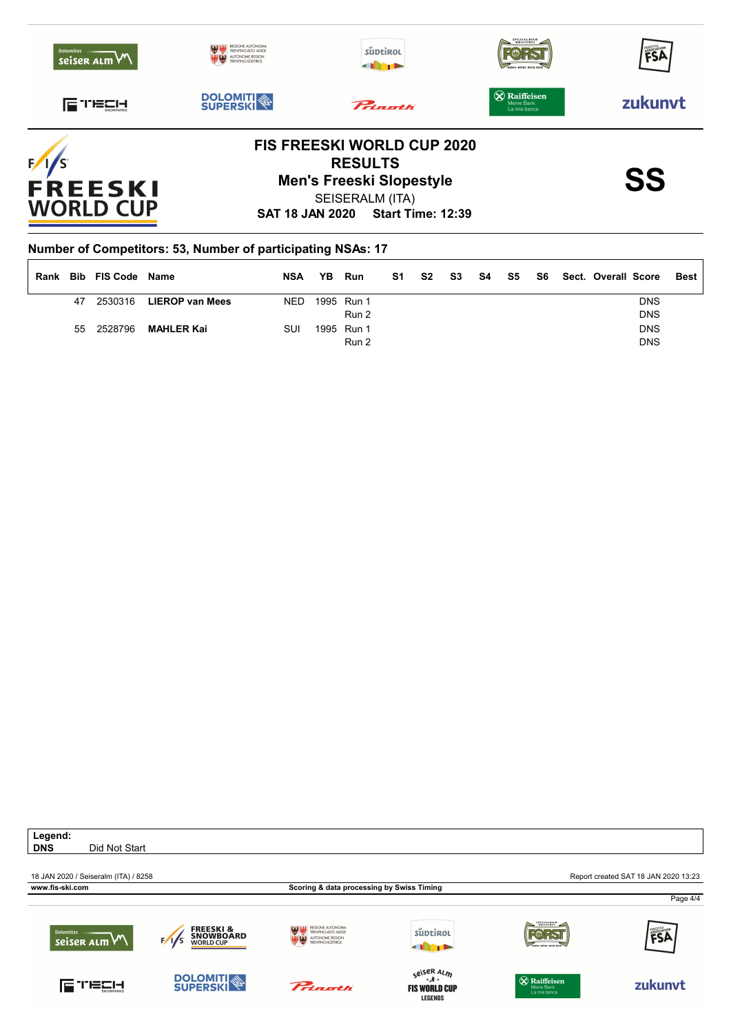# FIS FREESKI WORLD CUP 2020

## RESULTS

## Men's Freeski Slopestyle

SEISERALM (ITA)

**SAT 18 JAN 2020 Start Time: 12:39**

**SS**

**Number of Competitors: 53, Number of participating NSAs: 17**

| Rank | Bib | FIS Code | Name | NSA | YB | Run | S1 | S2 | S3 | S4 | S5 | S6 | Sect. | Overall | Score | Best |
|---|---|---|---|---|---|---|---|---|---|---|---|---|---|---|---|---|
| | 47 | 2530316 | **LIEROP van Mees** | NED | 1995 | Run 1 | | | | | | | | | DNS | |
| | | | | | | Run 2 | | | | | | | | | DNS | |
| | 55 | 2528796 | **MAHLER Kai** | SUI | 1995 | Run 1 | | | | | | | | | DNS | |
| | | | | | | Run 2 | | | | | | | | | DNS | |

**Legend:**
**DNS** Did Not Start

18 JAN 2020 / Seiseralm (ITA) / 8258

Report created SAT 18 JAN 2020 13:23

www.fis-ski.com

Scoring & data processing by Swiss Timing